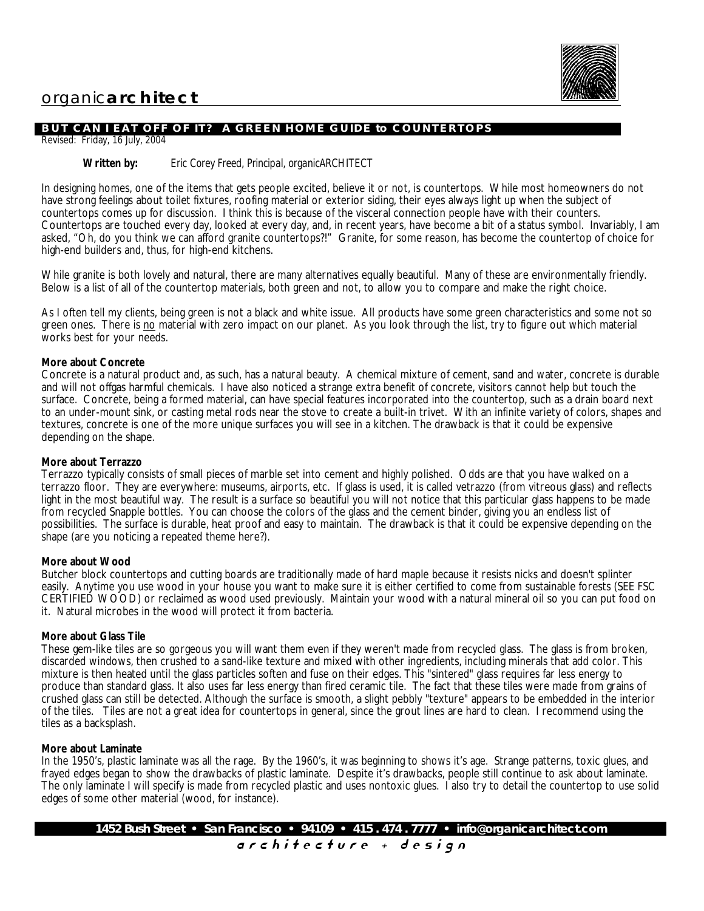organic**architect**

## BUT CAN I EAT OFF OF IT? A GREEN HOME GUIDE to COUNTERTOPS

Revised: Friday, 16 July, 2004

**Written by:** *Eric Corey Freed, Principal, organicARCHITECT*

In designing homes, one of the items that gets people excited, believe it or not, is countertops. While most homeowners do not have strong feelings about toilet fixtures, roofing material or exterior siding, their eyes always light up when the subject of countertops comes up for discussion. I think this is because of the visceral connection people have with their counters. Countertops are touched every day, looked at every day, and, in recent years, have become a bit of a status symbol. Invariably, I am asked, "Oh, do you think we can afford granite countertops?!" Granite, for some reason, has become the countertop of choice for high-end builders and, thus, for high-end kitchens.

While granite is both lovely and natural, there are many alternatives equally beautiful. Many of these are environmentally friendly. Below is a list of all of the countertop materials, both green and not, to allow you to compare and make the right choice.

As I often tell my clients, being green is not a black and white issue. All products have some green characteristics and some not so green ones. There is no material with zero impact on our planet. As you look through the list, try to figure out which material works best for your needs.

**More about Concrete**

Concrete is a natural product and, as such, has a natural beauty. A chemical mixture of cement, sand and water, concrete is durable and will not offgas harmful chemicals. I have also noticed a strange extra benefit of concrete, visitors cannot help but touch the surface. Concrete, being a formed material, can have special features incorporated into the countertop, such as a drain board next to an under-mount sink, or casting metal rods near the stove to create a built-in trivet. With an infinite variety of colors, shapes and textures, concrete is one of the more unique surfaces you will see in a kitchen. The drawback is that it could be expensive depending on the shape.

**More about Terrazzo**

Terrazzo typically consists of small pieces of marble set into cement and highly polished. Odds are that you have walked on a terrazzo floor. They are everywhere: museums, airports, etc. If glass is used, it is called vetrazzo (from vitreous glass) and reflects light in the most beautiful way. The result is a surface so beautiful you will not notice that this particular glass happens to be made from recycled Snapple bottles. You can choose the colors of the glass and the cement binder, giving you an endless list of possibilities. The surface is durable, heat proof and easy to maintain. The drawback is that it could be expensive depending on the shape (are you noticing a repeated theme here?).

**More about Wood**

Butcher block countertops and cutting boards are traditionally made of hard maple because it resists nicks and doesn't splinter easily. Anytime you use wood in your house you want to make sure it is either certified to come from sustainable forests (SEE FSC CERTIFIED WOOD) or reclaimed as wood used previously. Maintain your wood with a natural mineral oil so you can put food on it. Natural microbes in the wood will protect it from bacteria.

**More about Glass Tile**

These gem-like tiles are so gorgeous you will want them even if they weren't made from recycled glass. The glass is from broken, discarded windows, then crushed to a sand-like texture and mixed with other ingredients, including minerals that add color. This mixture is then heated until the glass particles soften and fuse on their edges. This "sintered" glass requires far less energy to produce than standard glass. It also uses far less energy than fired ceramic tile. The fact that these tiles were made from grains of crushed glass can still be detected. Although the surface is smooth, a slight pebbly "texture" appears to be embedded in the interior of the tiles. Tiles are not a great idea for countertops in general, since the grout lines are hard to clean. I recommend using the tiles as a backsplash.

**More about Laminate**

In the 1950's, plastic laminate was all the rage. By the 1960's, it was beginning to shows it's age. Strange patterns, toxic glues, and frayed edges began to show the drawbacks of plastic laminate. Despite it's drawbacks, people still continue to ask about laminate. The only laminate I will specify is made from recycled plastic and uses nontoxic glues. I also try to detail the countertop to use solid edges of some other material (wood, for instance).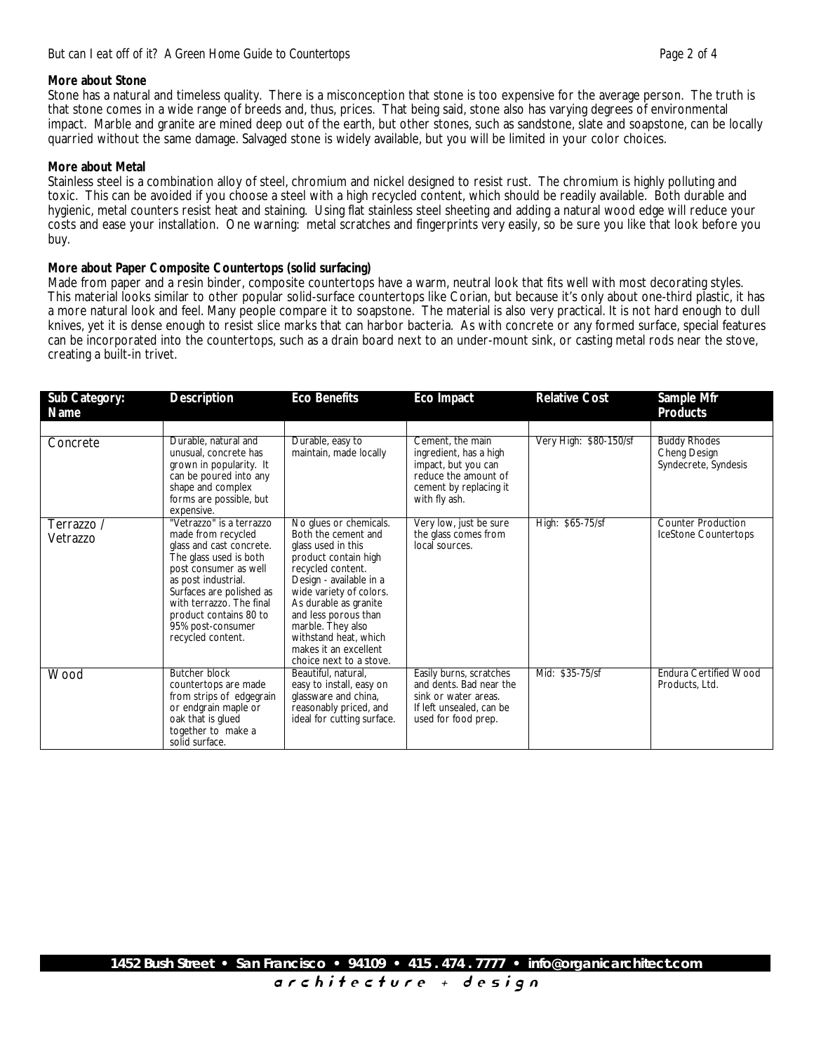**More about Stone**
Stone has a natural and timeless quality. There is a misconception that stone is too expensive for the average person. The truth is that stone comes in a wide range of breeds and, thus, prices. That being said, stone also has varying degrees of environmental impact. Marble and granite are mined deep out of the earth, but other stones, such as sandstone, slate and soapstone, can be locally quarried without the same damage. Salvaged stone is widely available, but you will be limited in your color choices.

**More about Metal**
Stainless steel is a combination alloy of steel, chromium and nickel designed to resist rust. The chromium is highly polluting and toxic. This can be avoided if you choose a steel with a high recycled content, which should be readily available. Both durable and hygienic, metal counters resist heat and staining. Using flat stainless steel sheeting and adding a natural wood edge will reduce your costs and ease your installation. One warning: metal scratches and fingerprints very easily, so be sure you like that look before you buy.

**More about Paper Composite Countertops (solid surfacing)**
Made from paper and a resin binder, composite countertops have a warm, neutral look that fits well with most decorating styles. This material looks similar to other popular solid-surface countertops like Corian, but because it's only about one-third plastic, it has a more natural look and feel. Many people compare it to soapstone. The material is also very practical. It is not hard enough to dull knives, yet it is dense enough to resist slice marks that can harbor bacteria. As with concrete or any formed surface, special features can be incorporated into the countertops, such as a drain board next to an under-mount sink, or casting metal rods near the stove, creating a built-in trivet.

| Sub Category: Name | Description | Eco Benefits | Eco Impact | Relative Cost | Sample Mfr Products |
|---|---|---|---|---|---|
| Concrete | Durable, natural and unusual, concrete has grown in popularity. It can be poured into any shape and complex forms are possible, but expensive. | Durable, easy to maintain, made locally | Cement, the main ingredient, has a high impact, but you can reduce the amount of cement by replacing it with fly ash. | Very High: $80-150/sf | Buddy Rhodes<br>Cheng Design<br>Syndecrete, Syndesis |
| Terrazzo / Vetrazzo | "Vetrazzo" is a terrazzo made from recycled glass and cast concrete. The glass used is both post consumer as well as post industrial. Surfaces are polished as with terrazzo. The final product contains 80 to 95% post-consumer recycled content. | No glues or chemicals. Both the cement and glass used in this product contain high recycled content. Design - available in a wide variety of colors. As durable as granite and less porous than marble. They also withstand heat, which makes it an excellent choice next to a stove. | Very low, just be sure the glass comes from local sources. | High: $65-75/sf | Counter Production<br>IceStone Countertops |
| Wood | Butcher block countertops are made from strips of edgegrain or endgrain maple or oak that is glued together to make a solid surface. | Beautiful, natural, easy to install, easy on glassware and china, reasonably priced, and ideal for cutting surface. | Easily burns, scratches and dents. Bad near the sink or water areas. If left unsealed, can be used for food prep. | Mid: $35-75/sf | Endura Certified Wood Products, Ltd. |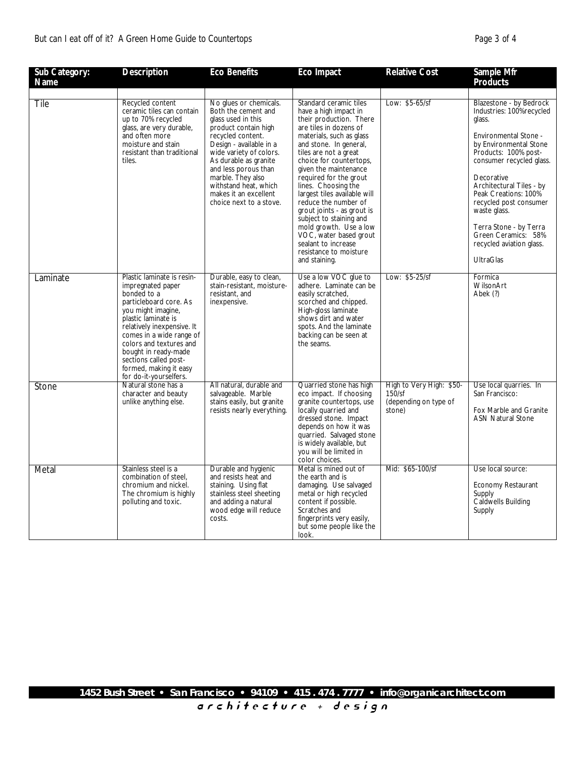| Sub Category: Name | Description | Eco Benefits | Eco Impact | Relative Cost | Sample Mfr Products |
|---|---|---|---|---|---|
| Tile | Recycled content ceramic tiles can contain up to 70% recycled glass, are very durable, and often more moisture and stain resistant than traditional tiles. | No glues or chemicals. Both the cement and glass used in this product contain high recycled content. Design - available in a wide variety of colors. As durable as granite and less porous than marble. They also withstand heat, which makes it an excellent choice next to a stove. | Standard ceramic tiles have a high impact in their production. There are tiles in dozens of materials, such as glass and stone. In general, tiles are not a great choice for countertops, given the maintenance required for the grout lines. Choosing the largest tiles available will reduce the number of grout joints - as grout is subject to staining and mold growth. Use a low VOC, water based grout sealant to increase resistance to moisture and staining. | Low: $5-65/sf | Blazestone - by Bedrock Industries: 100%recycled glass.<br><br>Environmental Stone - by Environmental Stone Products: 100% post-consumer recycled glass.<br><br>Decorative Architectural Tiles - by Peak Creations: 100% recycled post consumer waste glass.<br><br>Terra Stone - by Terra Green Ceramics: 58% recycled aviation glass.<br><br>UltraGlas |
| Laminate | Plastic laminate is resin-impregnated paper bonded to a particleboard core. As you might imagine, plastic laminate is relatively inexpensive. It comes in a wide range of colors and textures and bought in ready-made sections called post-formed, making it easy for do-it-yourselfers. | Durable, easy to clean, stain-resistant, moisture-resistant, and inexpensive. | Use a low VOC glue to adhere. Laminate can be easily scratched, scorched and chipped. High-gloss laminate shows dirt and water spots. And the laminate backing can be seen at the seams. | Low: $5-25/sf | Formica<br>WilsonArt<br>Abek (?) |
| Stone | Natural stone has a character and beauty unlike anything else. | All natural, durable and salvageable. Marble stains easily, but granite resists nearly everything. | Quarried stone has high eco impact. If choosing granite countertops, use locally quarried and dressed stone. Impact depends on how it was quarried. Salvaged stone is widely available, but you will be limited in color choices. | High to Very High: $50-150/sf (depending on type of stone) | Use local quarries. In San Francisco:<br><br>Fox Marble and Granite<br>ASN Natural Stone |
| Metal | Stainless steel is a combination of steel, chromium and nickel. The chromium is highly polluting and toxic. | Durable and hygienic and resists heat and staining. Using flat stainless steel sheeting and adding a natural wood edge will reduce costs. | Metal is mined out of the earth and is damaging. Use salvaged metal or high recycled content if possible. Scratches and fingerprints very easily, but some people like the look. | Mid: $65-100/sf | Use local source:<br><br>Economy Restaurant Supply<br>Caldwells Building Supply |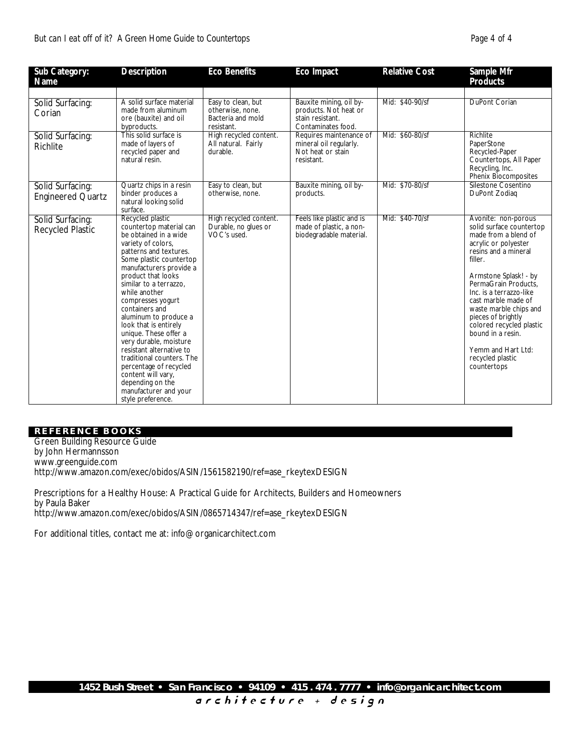| Sub Category: Name | Description | Eco Benefits | Eco Impact | Relative Cost | Sample Mfr Products |
|---|---|---|---|---|---|
| | | | | | |
| Solid Surfacing: Corian | A solid surface material made from aluminum ore (bauxite) and oil byproducts. | Easy to clean, but otherwise, none. Bacteria and mold resistant. | Bauxite mining, oil by-products. Not heat or stain resistant. Contaminates food. | Mid: $40-90/sf | DuPont Corian |
| Solid Surfacing: Richlite | This solid surface is made of layers of recycled paper and natural resin. | High recycled content. All natural. Fairly durable. | Requires maintenance of mineral oil regularly. Not heat or stain resistant. | Mid: $60-80/sf | Richlite<br>PaperStone<br>Recycled-Paper Countertops, All Paper Recycling, Inc.<br>Phenix Biocomposites |
| Solid Surfacing: Engineered Quartz | Quartz chips in a resin binder produces a natural looking solid surface. | Easy to clean, but otherwise, none. | Bauxite mining, oil by-products. | Mid: $70-80/sf | Silestone Cosentino<br>DuPont Zodiaq |
| Solid Surfacing: Recycled Plastic | Recycled plastic countertop material can be obtained in a wide variety of colors, patterns and textures. Some plastic countertop manufacturers provide a product that looks similar to a terrazzo, while another compresses yogurt containers and aluminum to produce a look that is entirely unique. These offer a very durable, moisture resistant alternative to traditional counters. The percentage of recycled content will vary, depending on the manufacturer and your style preference. | High recycled content. Durable, no glues or VOC's used. | Feels like plastic and is made of plastic, a non-biodegradable material. | Mid: $40-70/sf | Avonite: non-porous solid surface countertop made from a blend of acrylic or polyester resins and a mineral filler.<br><br>Armstone Splask! - by PermaGrain Products, Inc. is a terrazzo-like cast marble made of waste marble chips and pieces of brightly colored recycled plastic bound in a resin.<br><br>Yemm and Hart Ltd: recycled plastic countertops |

## REFERENCE BOOKS

Green Building Resource Guide
by John Hermannsson
www.greenguide.com
http://www.amazon.com/exec/obidos/ASIN/1561582190/ref=ase_rkeytexDESIGN

Prescriptions for a Healthy House: A Practical Guide for Architects, Builders and Homeowners
by Paula Baker
http://www.amazon.com/exec/obidos/ASIN/0865714347/ref=ase_rkeytexDESIGN

For additional titles, contact me at: info@organicarchitect.com

**1452 Bush Street • San Francisco • 94109 • 415 . 474 . 7777 • info@organicarchitect.com**

architecture + design